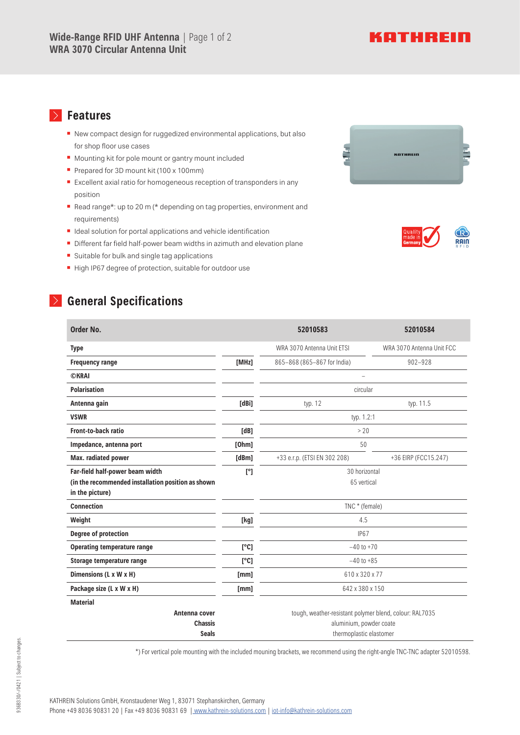# Wide-Range RFID UHF Antenna
## WRA 3070 Circular Antenna Unit

## Features

- New compact design for ruggedized environmental applications, but also for shop floor use cases
- Mounting kit for pole mount or gantry mount included
- Prepared for 3D mount kit (100 x 100mm)
- Excellent axial ratio for homogeneous reception of transponders in any position
- Read range*: up to 20 m (* depending on tag properties, environment and requirements)
- Ideal solution for portal applications and vehicle identification
- Different far field half-power beam widths in azimuth and elevation plane
- Suitable for bulk and single tag applications
- High IP67 degree of protection, suitable for outdoor use

## General Specifications

| Order No. | | 52010583 | 52010584 |
|---|---|---|---|
| **Type** | | WRA 3070 Antenna Unit ETSI | WRA 3070 Antenna Unit FCC |
| **Frequency range** | [MHz] | 865–868 (865–867 for India) | 902–928 |
| **©KRAI** | | – | |
| **Polarisation** | | circular | |
| **Antenna gain** | [dBi] | typ. 12 | typ. 11.5 |
| **VSWR** | | typ. 1.2:1 | |
| **Front-to-back ratio** | [dB] | > 20 | |
| **Impedance, antenna port** | [Ohm] | 50 | |
| **Max. radiated power** | [dBm] | +33 e.r.p. (ETSI EN 302 208) | +36 EIRP (FCC15.247) |
| **Far-field half-power beam width (in the recommended installation position as shown in the picture)** | [°] | 30 horizontal<br>65 vertical | |
| **Connection** | | TNC * (female) | |
| **Weight** | [kg] | 4.5 | |
| **Degree of protection** | | IP67 | |
| **Operating temperature range** | [°C] | –40 to +70 | |
| **Storage temperature range** | [°C] | –40 to +85 | |
| **Dimensions (L x W x H)** | [mm] | 610 x 320 x 77 | |
| **Package size (L x W x H)** | [mm] | 642 x 380 x 150 | |
| **Material** | | | |
| Antenna cover | | tough, weather-resistant polymer blend, colour: RAL7035 | |
| Chassis | | aluminium, powder coate | |
| Seals | | thermoplastic elastomer | |

*) For vertical pole mounting with the included mouning brackets, we recommend using the right-angle TNC-TNC adapter 52010598.

KATHREIN Solutions GmbH, Kronstaudener Weg 1, 83071 Stephanskirchen, Germany
Phone +49 8036 90831 20 | Fax +49 8036 90831 69 | www.kathrein-solutions.com | iot-info@kathrein-solutions.com

9368330/-/0421 | Subject to changes.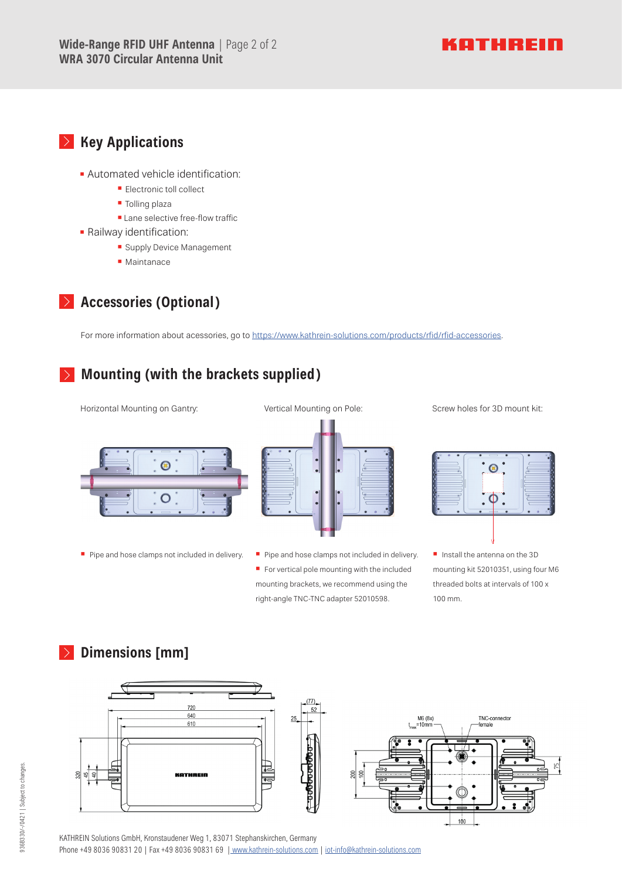## Key Applications

- Automated vehicle identification:
  - Electronic toll collect
  - Tolling plaza
  - Lane selective free-flow traffic
- Railway identification:
  - Supply Device Management
  - Maintanace

## Accessories (Optional)

For more information about acessories, go to https://www.kathrein-solutions.com/products/rfid/rfid-accessories.

## Mounting (with the brackets supplied)

Horizontal Mounting on Gantry:

- Pipe and hose clamps not included in delivery.

Vertical Mounting on Pole:

- Pipe and hose clamps not included in delivery.
- For vertical pole mounting with the included mounting brackets, we recommend using the right-angle TNC-TNC adapter 52010598.

Screw holes for 3D mount kit:

- Install the antenna on the 3D mounting kit 52010351, using four M6 threaded bolts at intervals of 100 x 100 mm.

## Dimensions [mm]

720
640
610
320
45
40
KATHREIN
(77)
52
25
M6 (8x)
$t_{max}$ =10mm
TNC-connector
female
200
100
75
100

KATHREIN Solutions GmbH, Kronstaudener Weg 1, 83071 Stephanskirchen, Germany
Phone +49 8036 90831 20 | Fax +49 8036 90831 69 | www.kathrein-solutions.com | iot-info@kathrein-solutions.com

9368330/-/0421 | Subject to changes.